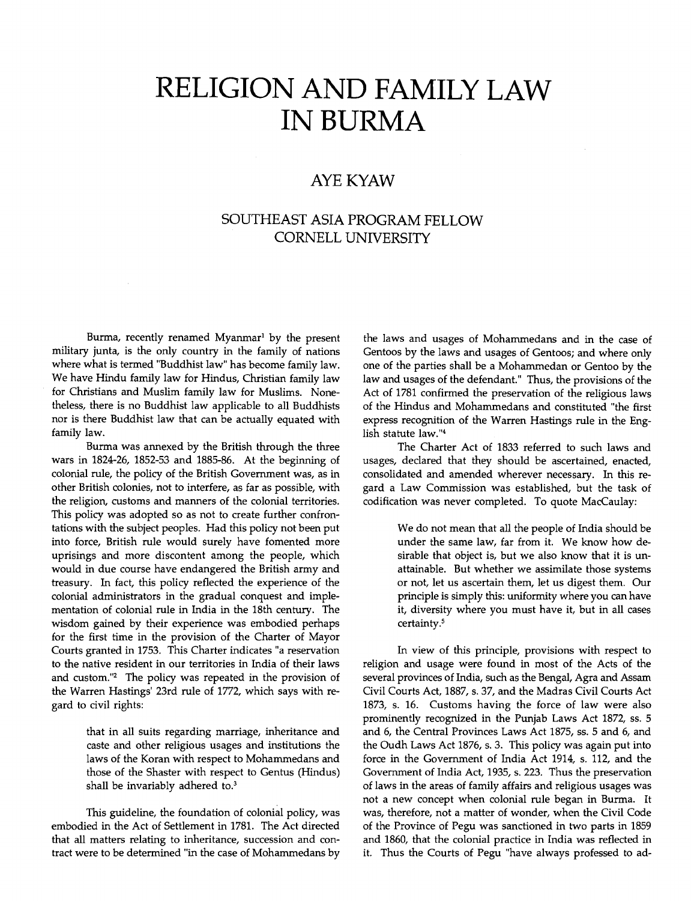# RELIGION AND FAMILY LAW IN BURMA

## AYE KYAW

### SOUTHEAST ASIA PROGRAM FELLOW
### CORNELL UNIVERSITY

Burma, recently renamed Myanmar[1] by the present military junta, is the only country in the family of nations where what is termed "Buddhist law" has become family law. We have Hindu family law for Hindus, Christian family law for Christians and Muslim family law for Muslims. Nonetheless, there is no Buddhist law applicable to all Buddhists nor is there Buddhist law that can be actually equated with family law.

Burma was annexed by the British through the three wars in 1824-26, 1852-53 and 1885-86. At the beginning of colonial rule, the policy of the British Government was, as in other British colonies, not to interfere, as far as possible, with the religion, customs and manners of the colonial territories. This policy was adopted so as not to create further confrontations with the subject peoples. Had this policy not been put into force, British rule would surely have fomented more uprisings and more discontent among the people, which would in due course have endangered the British army and treasury. In fact, this policy reflected the experience of the colonial administrators in the gradual conquest and implementation of colonial rule in India in the 18th century. The wisdom gained by their experience was embodied perhaps for the first time in the provision of the Charter of Mayor Courts granted in 1753. This Charter indicates "a reservation to the native resident in our territories in India of their laws and custom."[2] The policy was repeated in the provision of the Warren Hastings' 23rd rule of 1772, which says with regard to civil rights:

> that in all suits regarding marriage, inheritance and caste and other religious usages and institutions the laws of the Koran with respect to Mohammedans and those of the Shaster with respect to Gentus (Hindus) shall be invariably adhered to.[3]

This guideline, the foundation of colonial policy, was embodied in the Act of Settlement in 1781. The Act directed that all matters relating to inheritance, succession and contract were to be determined "in the case of Mohammedans by the laws and usages of Mohammedans and in the case of Gentoos by the laws and usages of Gentoos; and where only one of the parties shall be a Mohammedan or Gentoo by the law and usages of the defendant." Thus, the provisions of the Act of 1781 confirmed the preservation of the religious laws of the Hindus and Mohammedans and constituted "the first express recognition of the Warren Hastings rule in the English statute law."[4]

The Charter Act of 1833 referred to such laws and usages, declared that they should be ascertained, enacted, consolidated and amended wherever necessary. In this regard a Law Commission was established, but the task of codification was never completed. To quote MacCaulay:

> We do not mean that all the people of India should be under the same law, far from it. We know how desirable that object is, but we also know that it is unattainable. But whether we assimilate those systems or not, let us ascertain them, let us digest them. Our principle is simply this: uniformity where you can have it, diversity where you must have it, but in all cases certainty.[5]

In view of this principle, provisions with respect to religion and usage were found in most of the Acts of the several provinces of India, such as the Bengal, Agra and Assam Civil Courts Act, 1887, s. 37, and the Madras Civil Courts Act 1873, s. 16. Customs having the force of law were also prominently recognized in the Punjab Laws Act 1872, ss. 5 and 6, the Central Provinces Laws Act 1875, ss. 5 and 6, and the Oudh Laws Act 1876, s. 3. This policy was again put into force in the Government of India Act 1914, s. 112, and the Government of India Act, 1935, s. 223. Thus the preservation of laws in the areas of family affairs and religious usages was not a new concept when colonial rule began in Burma. It was, therefore, not a matter of wonder, when the Civil Code of the Province of Pegu was sanctioned in two parts in 1859 and 1860, that the colonial practice in India was reflected in it. Thus the Courts of Pegu "have always professed to ad-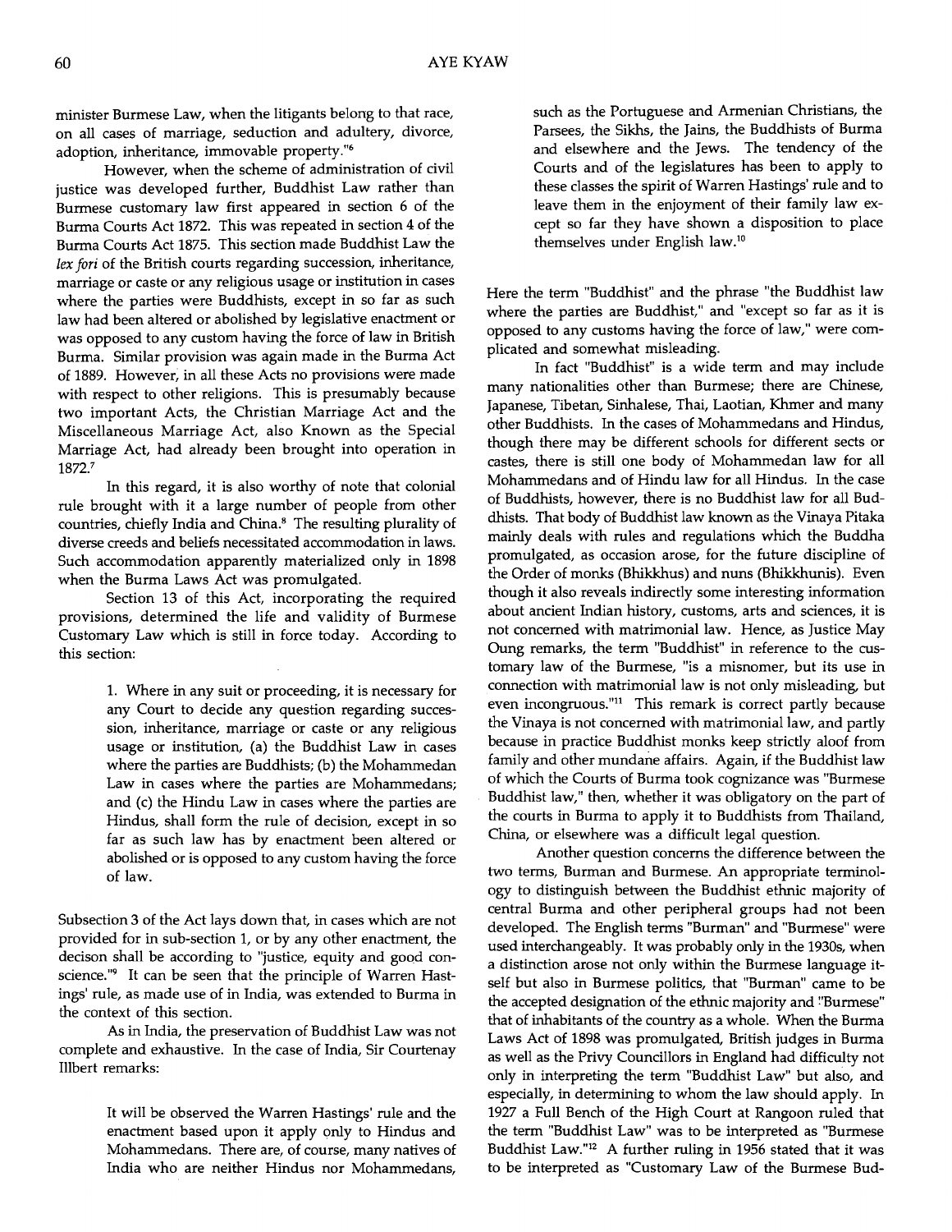minister Burmese Law, when the litigants belong to that race, on all cases of marriage, seduction and adultery, divorce, adoption, inheritance, immovable property."[6]

However, when the scheme of administration of civil justice was developed further, Buddhist Law rather than Burmese customary law first appeared in section 6 of the Burma Courts Act 1872. This was repeated in section 4 of the Burma Courts Act 1875. This section made Buddhist Law the *lex fori* of the British courts regarding succession, inheritance, marriage or caste or any religious usage or institution in cases where the parties were Buddhists, except in so far as such law had been altered or abolished by legislative enactment or was opposed to any custom having the force of law in British Burma. Similar provision was again made in the Burma Act of 1889. However, in all these Acts no provisions were made with respect to other religions. This is presumably because two important Acts, the Christian Marriage Act and the Miscellaneous Marriage Act, also Known as the Special Marriage Act, had already been brought into operation in 1872.[7]

In this regard, it is also worthy of note that colonial rule brought with it a large number of people from other countries, chiefly India and China.[8] The resulting plurality of diverse creeds and beliefs necessitated accommodation in laws. Such accommodation apparently materialized only in 1898 when the Burma Laws Act was promulgated.

Section 13 of this Act, incorporating the required provisions, determined the life and validity of Burmese Customary Law which is still in force today. According to this section:

> 1. Where in any suit or proceeding, it is necessary for any Court to decide any question regarding succession, inheritance, marriage or caste or any religious usage or institution, (a) the Buddhist Law in cases where the parties are Buddhists; (b) the Mohammedan Law in cases where the parties are Mohammedans; and (c) the Hindu Law in cases where the parties are Hindus, shall form the rule of decision, except in so far as such law has by enactment been altered or abolished or is opposed to any custom having the force of law.

Subsection 3 of the Act lays down that, in cases which are not provided for in sub-section 1, or by any other enactment, the decison shall be according to "justice, equity and good conscience."[9] It can be seen that the principle of Warren Hastings' rule, as made use of in India, was extended to Burma in the context of this section.

As in India, the preservation of Buddhist Law was not complete and exhaustive. In the case of India, Sir Courtenay Illbert remarks:

> It will be observed the Warren Hastings' rule and the enactment based upon it apply only to Hindus and Mohammedans. There are, of course, many natives of India who are neither Hindus nor Mohammedans, such as the Portuguese and Armenian Christians, the Parsees, the Sikhs, the Jains, the Buddhists of Burma and elsewhere and the Jews. The tendency of the Courts and of the legislatures has been to apply to these classes the spirit of Warren Hastings' rule and to leave them in the enjoyment of their family law except so far they have shown a disposition to place themselves under English law.[10]

Here the term "Buddhist" and the phrase "the Buddhist law where the parties are Buddhist," and "except so far as it is opposed to any customs having the force of law," were complicated and somewhat misleading.

In fact "Buddhist" is a wide term and may include many nationalities other than Burmese; there are Chinese, Japanese, Tibetan, Sinhalese, Thai, Laotian, Khmer and many other Buddhists. In the cases of Mohammedans and Hindus, though there may be different schools for different sects or castes, there is still one body of Mohammedan law for all Mohammedans and of Hindu law for all Hindus. In the case of Buddhists, however, there is no Buddhist law for all Buddhists. That body of Buddhist law known as the Vinaya Pitaka mainly deals with rules and regulations which the Buddha promulgated, as occasion arose, for the future discipline of the Order of monks (Bhikkhus) and nuns (Bhikkhunis). Even though it also reveals indirectly some interesting information about ancient Indian history, customs, arts and sciences, it is not concerned with matrimonial law. Hence, as Justice May Oung remarks, the term "Buddhist" in reference to the customary law of the Burmese, "is a misnomer, but its use in connection with matrimonial law is not only misleading, but even incongruous."[11] This remark is correct partly because the Vinaya is not concerned with matrimonial law, and partly because in practice Buddhist monks keep strictly aloof from family and other mundane affairs. Again, if the Buddhist law of which the Courts of Burma took cognizance was "Burmese Buddhist law," then, whether it was obligatory on the part of the courts in Burma to apply it to Buddhists from Thailand, China, or elsewhere was a difficult legal question.

Another question concerns the difference between the two terms, Burman and Burmese. An appropriate terminology to distinguish between the Buddhist ethnic majority of central Burma and other peripheral groups had not been developed. The English terms "Burman" and "Burmese" were used interchangeably. It was probably only in the 1930s, when a distinction arose not only within the Burmese language itself but also in Burmese politics, that "Burman" came to be the accepted designation of the ethnic majority and "Burmese" that of inhabitants of the country as a whole. When the Burma Laws Act of 1898 was promulgated, British judges in Burma as well as the Privy Councillors in England had difficulty not only in interpreting the term "Buddhist Law" but also, and especially, in determining to whom the law should apply. In 1927 a Full Bench of the High Court at Rangoon ruled that the term "Buddhist Law" was to be interpreted as "Burmese Buddhist Law."[12] A further ruling in 1956 stated that it was to be interpreted as "Customary Law of the Burmese Bud-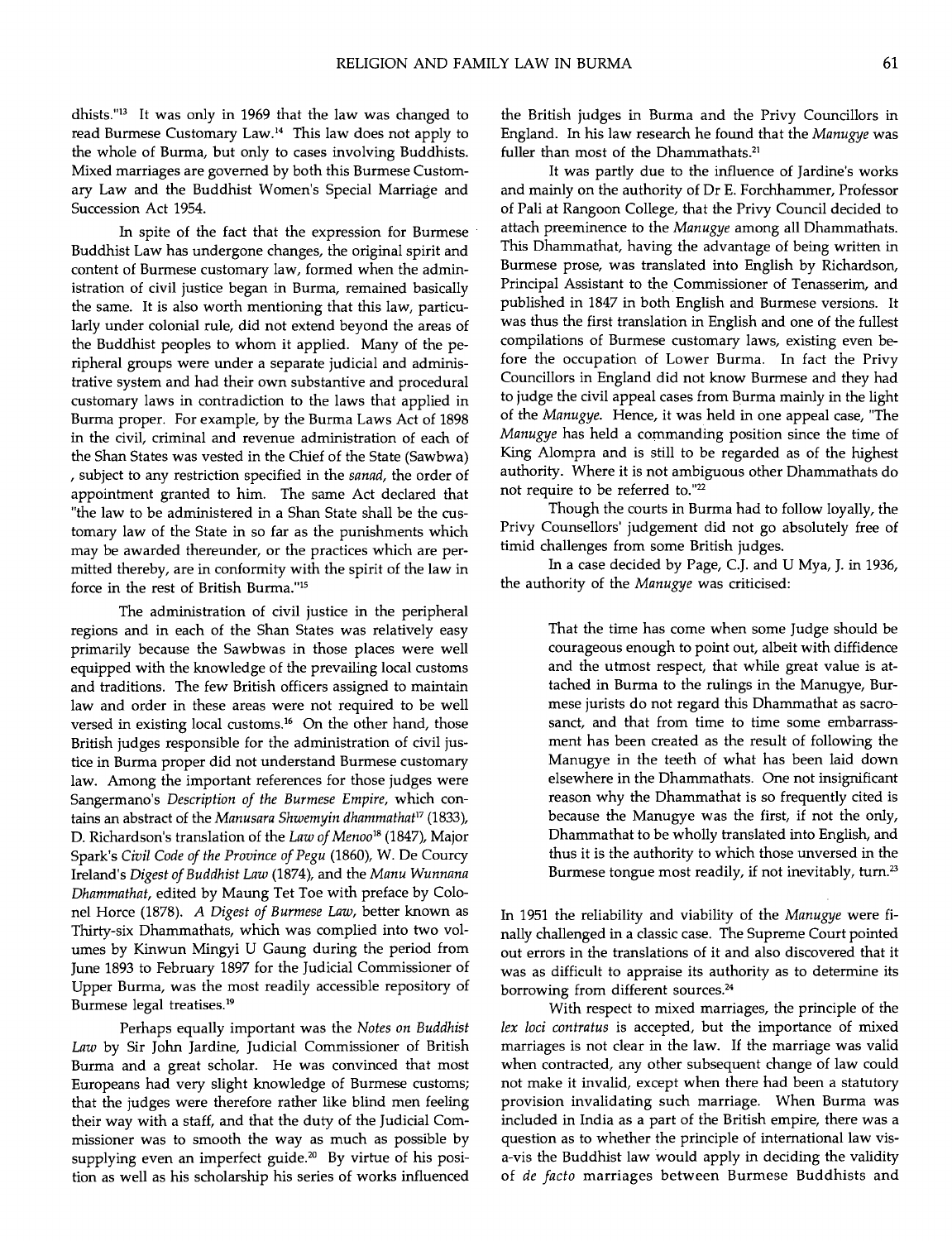dhists."[13] It was only in 1969 that the law was changed to read Burmese Customary Law.[14] This law does not apply to the whole of Burma, but only to cases involving Buddhists. Mixed marriages are governed by both this Burmese Customary Law and the Buddhist Women's Special Marriage and Succession Act 1954.

In spite of the fact that the expression for Burmese Buddhist Law has undergone changes, the original spirit and content of Burmese customary law, formed when the administration of civil justice began in Burma, remained basically the same. It is also worth mentioning that this law, particularly under colonial rule, did not extend beyond the areas of the Buddhist peoples to whom it applied. Many of the peripheral groups were under a separate judicial and administrative system and had their own substantive and procedural customary laws in contradiction to the laws that applied in Burma proper. For example, by the Burma Laws Act of 1898 in the civil, criminal and revenue administration of each of the Shan States was vested in the Chief of the State (Sawbwa) , subject to any restriction specified in the *sanad*, the order of appointment granted to him. The same Act declared that "the law to be administered in a Shan State shall be the customary law of the State in so far as the punishments which may be awarded thereunder, or the practices which are permitted thereby, are in conformity with the spirit of the law in force in the rest of British Burma."[15]

The administration of civil justice in the peripheral regions and in each of the Shan States was relatively easy primarily because the Sawbwas in those places were well equipped with the knowledge of the prevailing local customs and traditions. The few British officers assigned to maintain law and order in these areas were not required to be well versed in existing local customs.[16] On the other hand, those British judges responsible for the administration of civil justice in Burma proper did not understand Burmese customary law. Among the important references for those judges were Sangermano's *Description of the Burmese Empire*, which contains an abstract of the *Manusara Shwemyin dhammathat*[17] (1833), D. Richardson's translation of the *Law of Menoo*[18] (1847), Major Spark's *Civil Code of the Province of Pegu* (1860), W. De Courcy Ireland's *Digest of Buddhist Law* (1874), and the *Manu Wunnana Dhammathat*, edited by Maung Tet Toe with preface by Colonel Horce (1878). *A Digest of Burmese Law*, better known as Thirty-six Dhammathats, which was complied into two volumes by Kinwun Mingyi U Gaung during the period from June 1893 to February 1897 for the Judicial Commissioner of Upper Burma, was the most readily accessible repository of Burmese legal treatises.[19]

Perhaps equally important was the *Notes on Buddhist Law* by Sir John Jardine, Judicial Commissioner of British Burma and a great scholar. He was convinced that most Europeans had very slight knowledge of Burmese customs; that the judges were therefore rather like blind men feeling their way with a staff, and that the duty of the Judicial Commissioner was to smooth the way as much as possible by supplying even an imperfect guide.[20] By virtue of his position as well as his scholarship his series of works influenced the British judges in Burma and the Privy Councillors in England. In his law research he found that the *Manugye* was fuller than most of the Dhammathats.[21]

It was partly due to the influence of Jardine's works and mainly on the authority of Dr E. Forchhammer, Professor of Pali at Rangoon College, that the Privy Council decided to attach preeminence to the *Manugye* among all Dhammathats. This Dhammathat, having the advantage of being written in Burmese prose, was translated into English by Richardson, Principal Assistant to the Commissioner of Tenasserim, and published in 1847 in both English and Burmese versions. It was thus the first translation in English and one of the fullest compilations of Burmese customary laws, existing even before the occupation of Lower Burma. In fact the Privy Councillors in England did not know Burmese and they had to judge the civil appeal cases from Burma mainly in the light of the *Manugye*. Hence, it was held in one appeal case, "The *Manugye* has held a commanding position since the time of King Alompra and is still to be regarded as of the highest authority. Where it is not ambiguous other Dhammathats do not require to be referred to."[22]

Though the courts in Burma had to follow loyally, the Privy Counsellors' judgement did not go absolutely free of timid challenges from some British judges.

In a case decided by Page, C.J. and U Mya, J. in 1936, the authority of the *Manugye* was criticised:

> That the time has come when some Judge should be courageous enough to point out, albeit with diffidence and the utmost respect, that while great value is attached in Burma to the rulings in the Manugye, Burmese jurists do not regard this Dhammathat as sacrosanct, and that from time to time some embarrassment has been created as the result of following the Manugye in the teeth of what has been laid down elsewhere in the Dhammathats. One not insignificant reason why the Dhammathat is so frequently cited is because the Manugye was the first, if not the only, Dhammathat to be wholly translated into English, and thus it is the authority to which those unversed in the Burmese tongue most readily, if not inevitably, turn.[23]

In 1951 the reliability and viability of the *Manugye* were finally challenged in a classic case. The Supreme Court pointed out errors in the translations of it and also discovered that it was as difficult to appraise its authority as to determine its borrowing from different sources.[24]

With respect to mixed marriages, the principle of the *lex loci contratus* is accepted, but the importance of mixed marriages is not clear in the law. If the marriage was valid when contracted, any other subsequent change of law could not make it invalid, except when there had been a statutory provision invalidating such marriage. When Burma was included in India as a part of the British empire, there was a question as to whether the principle of international law vis-a-vis the Buddhist law would apply in deciding the validity of *de facto* marriages between Burmese Buddhists and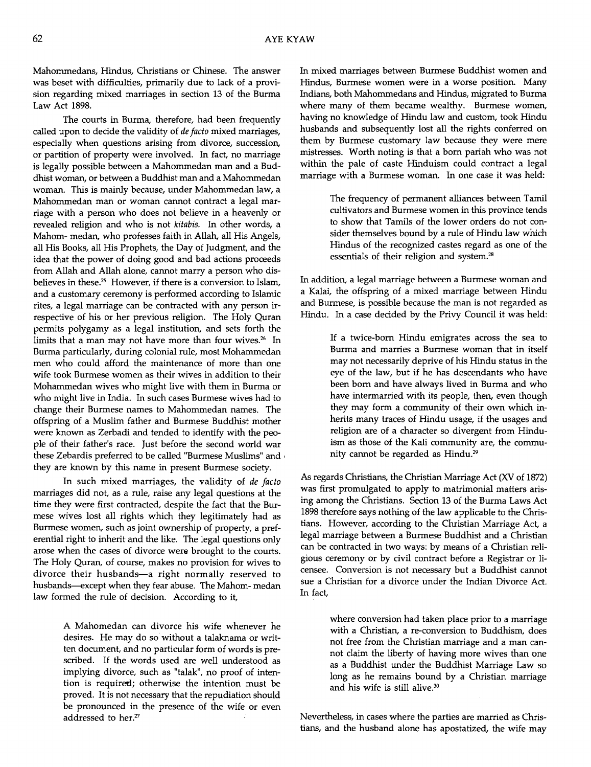Mahommedans, Hindus, Christians or Chinese. The answer was beset with difficulties, primarily due to lack of a provision regarding mixed marriages in section 13 of the Burma Law Act 1898.

The courts in Burma, therefore, had been frequently called upon to decide the validity of *de facto* mixed marriages, especially when questions arising from divorce, succession, or partition of property were involved. In fact, no marriage is legally possible between a Mahommedan man and a Buddhist woman, or between a Buddhist man and a Mahommedan woman. This is mainly because, under Mahommedan law, a Mahommedan man or woman cannot contract a legal marriage with a person who does not believe in a heavenly or revealed religion and who is not *kitabis*. In other words, a Mahom- medan, who professes faith in Allah, all His Angels, all His Books, all His Prophets, the Day of Judgment, and the idea that the power of doing good and bad actions proceeds from Allah and Allah alone, cannot marry a person who disbelieves in these.[25] However, if there is a conversion to Islam, and a customary ceremony is performed according to Islamic rites, a legal marriage can be contracted with any person irrespective of his or her previous religion. The Holy Quran permits polygamy as a legal institution, and sets forth the limits that a man may not have more than four wives.[26] In Burma particularly, during colonial rule, most Mohammedan men who could afford the maintenance of more than one wife took Burmese women as their wives in addition to their Mohammedan wives who might live with them in Burma or who might live in India. In such cases Burmese wives had to change their Burmese names to Mahommedan names. The offspring of a Muslim father and Burmese Buddhist mother were known as Zerbadi and tended to identify with the people of their father's race. Just before the second world war these Zebardis preferred to be called "Burmese Muslims" and they are known by this name in present Burmese society.

In such mixed marriages, the validity of *de facto* marriages did not, as a rule, raise any legal questions at the time they were first contracted, despite the fact that the Burmese wives lost all rights which they legitimately had as Burmese women, such as joint ownership of property, a preferential right to inherit and the like. The legal questions only arose when the cases of divorce were brought to the courts. The Holy Quran, of course, makes no provision for wives to divorce their husbands—a right normally reserved to husbands—except when they fear abuse. The Mahom- medan law formed the rule of decision. According to it,

> A Mahomedan can divorce his wife whenever he desires. He may do so without a talaknama or written document, and no particular form of words is prescribed. If the words used are well understood as implying divorce, such as "talak", no proof of intention is required; otherwise the intention must be proved. It is not necessary that the repudiation should be pronounced in the presence of the wife or even addressed to her.[27]

In mixed marriages between Burmese Buddhist women and Hindus, Burmese women were in a worse position. Many Indians, both Mahommedans and Hindus, migrated to Burma where many of them became wealthy. Burmese women, having no knowledge of Hindu law and custom, took Hindu husbands and subsequently lost all the rights conferred on them by Burmese customary law because they were mere mistresses. Worth noting is that a born pariah who was not within the pale of caste Hinduism could contract a legal marriage with a Burmese woman. In one case it was held:

> The frequency of permanent alliances between Tamil cultivators and Burmese women in this province tends to show that Tamils of the lower orders do not consider themselves bound by a rule of Hindu law which Hindus of the recognized castes regard as one of the essentials of their religion and system.[28]

In addition, a legal marriage between a Burmese woman and a Kalai, the offspring of a mixed marriage between Hindu and Burmese, is possible because the man is not regarded as Hindu. In a case decided by the Privy Council it was held:

> If a twice-born Hindu emigrates across the sea to Burma and marries a Burmese woman that in itself may not necessarily deprive of his Hindu status in the eye of the law, but if he has descendants who have been born and have always lived in Burma and who have intermarried with its people, then, even though they may form a community of their own which inherits many traces of Hindu usage, if the usages and religion are of a character so divergent from Hinduism as those of the Kali community are, the community cannot be regarded as Hindu.[29]

As regards Christians, the Christian Marriage Act (XV of 1872) was first promulgated to apply to matrimonial matters arising among the Christians. Section 13 of the Burma Laws Act 1898 therefore says nothing of the law applicable to the Christians. However, according to the Christian Marriage Act, a legal marriage between a Burmese Buddhist and a Christian can be contracted in two ways: by means of a Christian religious ceremony or by civil contract before a Registrar or licensee. Conversion is not necessary but a Buddhist cannot sue a Christian for a divorce under the Indian Divorce Act. In fact,

> where conversion had taken place prior to a marriage with a Christian, a re-conversion to Buddhism, does not free from the Christian marriage and a man cannot claim the liberty of having more wives than one as a Buddhist under the Buddhist Marriage Law so long as he remains bound by a Christian marriage and his wife is still alive.[30]

Nevertheless, in cases where the parties are married as Christians, and the husband alone has apostatized, the wife may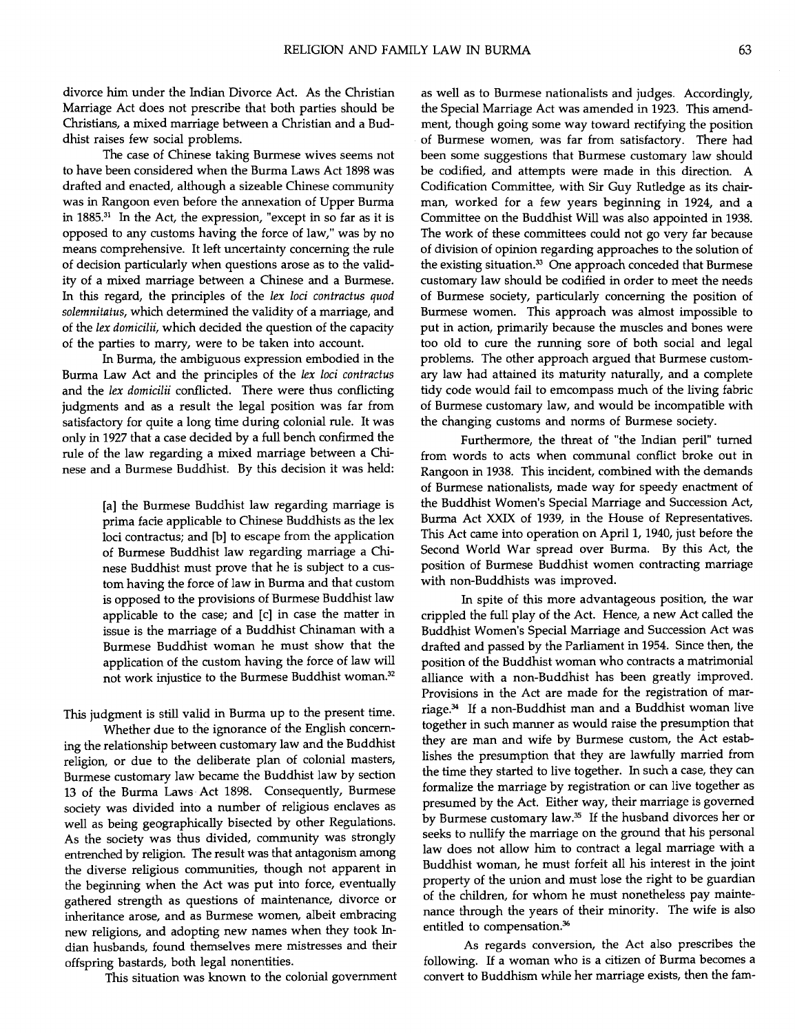divorce him under the Indian Divorce Act. As the Christian Marriage Act does not prescribe that both parties should be Christians, a mixed marriage between a Christian and a Buddhist raises few social problems.

The case of Chinese taking Burmese wives seems not to have been considered when the Burma Laws Act 1898 was drafted and enacted, although a sizeable Chinese community was in Rangoon even before the annexation of Upper Burma in 1885.[31] In the Act, the expression, "except in so far as it is opposed to any customs having the force of law," was by no means comprehensive. It left uncertainty concerning the rule of decision particularly when questions arose as to the validity of a mixed marriage between a Chinese and a Burmese. In this regard, the principles of the *lex loci contractus quod solemnitatus*, which determined the validity of a marriage, and of the *lex domicilii*, which decided the question of the capacity of the parties to marry, were to be taken into account.

In Burma, the ambiguous expression embodied in the Burma Law Act and the principles of the *lex loci contractus* and the *lex domicilii* conflicted. There were thus conflicting judgments and as a result the legal position was far from satisfactory for quite a long time during colonial rule. It was only in 1927 that a case decided by a full bench confirmed the rule of the law regarding a mixed marriage between a Chinese and a Burmese Buddhist. By this decision it was held:

> [a] the Burmese Buddhist law regarding marriage is prima facie applicable to Chinese Buddhists as the lex loci contractus; and [b] to escape from the application of Burmese Buddhist law regarding marriage a Chinese Buddhist must prove that he is subject to a custom having the force of law in Burma and that custom is opposed to the provisions of Burmese Buddhist law applicable to the case; and [c] in case the matter in issue is the marriage of a Buddhist Chinaman with a Burmese Buddhist woman he must show that the application of the custom having the force of law will not work injustice to the Burmese Buddhist woman.[32]

This judgment is still valid in Burma up to the present time.

Whether due to the ignorance of the English concerning the relationship between customary law and the Buddhist religion, or due to the deliberate plan of colonial masters, Burmese customary law became the Buddhist law by section 13 of the Burma Laws Act 1898. Consequently, Burmese society was divided into a number of religious enclaves as well as being geographically bisected by other Regulations. As the society was thus divided, community was strongly entrenched by religion. The result was that antagonism among the diverse religious communities, though not apparent in the beginning when the Act was put into force, eventually gathered strength as questions of maintenance, divorce or inheritance arose, and as Burmese women, albeit embracing new religions, and adopting new names when they took Indian husbands, found themselves mere mistresses and their offspring bastards, both legal nonentities.

This situation was known to the colonial government as well as to Burmese nationalists and judges. Accordingly, the Special Marriage Act was amended in 1923. This amendment, though going some way toward rectifying the position of Burmese women, was far from satisfactory. There had been some suggestions that Burmese customary law should be codified, and attempts were made in this direction. A Codification Committee, with Sir Guy Rutledge as its chairman, worked for a few years beginning in 1924, and a Committee on the Buddhist Will was also appointed in 1938. The work of these committees could not go very far because of division of opinion regarding approaches to the solution of the existing situation.[33] One approach conceded that Burmese customary law should be codified in order to meet the needs of Burmese society, particularly concerning the position of Burmese women. This approach was almost impossible to put in action, primarily because the muscles and bones were too old to cure the running sore of both social and legal problems. The other approach argued that Burmese customary law had attained its maturity naturally, and a complete tidy code would fail to emcompass much of the living fabric of Burmese customary law, and would be incompatible with the changing customs and norms of Burmese society.

Furthermore, the threat of "the Indian peril" turned from words to acts when communal conflict broke out in Rangoon in 1938. This incident, combined with the demands of Burmese nationalists, made way for speedy enactment of the Buddhist Women's Special Marriage and Succession Act, Burma Act XXIX of 1939, in the House of Representatives. This Act came into operation on April 1, 1940, just before the Second World War spread over Burma. By this Act, the position of Burmese Buddhist women contracting marriage with non-Buddhists was improved.

In spite of this more advantageous position, the war crippled the full play of the Act. Hence, a new Act called the Buddhist Women's Special Marriage and Succession Act was drafted and passed by the Parliament in 1954. Since then, the position of the Buddhist woman who contracts a matrimonial alliance with a non-Buddhist has been greatly improved. Provisions in the Act are made for the registration of marriage.[34] If a non-Buddhist man and a Buddhist woman live together in such manner as would raise the presumption that they are man and wife by Burmese custom, the Act establishes the presumption that they are lawfully married from the time they started to live together. In such a case, they can formalize the marriage by registration or can live together as presumed by the Act. Either way, their marriage is governed by Burmese customary law.[35] If the husband divorces her or seeks to nullify the marriage on the ground that his personal law does not allow him to contract a legal marriage with a Buddhist woman, he must forfeit all his interest in the joint property of the union and must lose the right to be guardian of the children, for whom he must nonetheless pay maintenance through the years of their minority. The wife is also entitled to compensation.[36]

As regards conversion, the Act also prescribes the following. If a woman who is a citizen of Burma becomes a convert to Buddhism while her marriage exists, then the fam-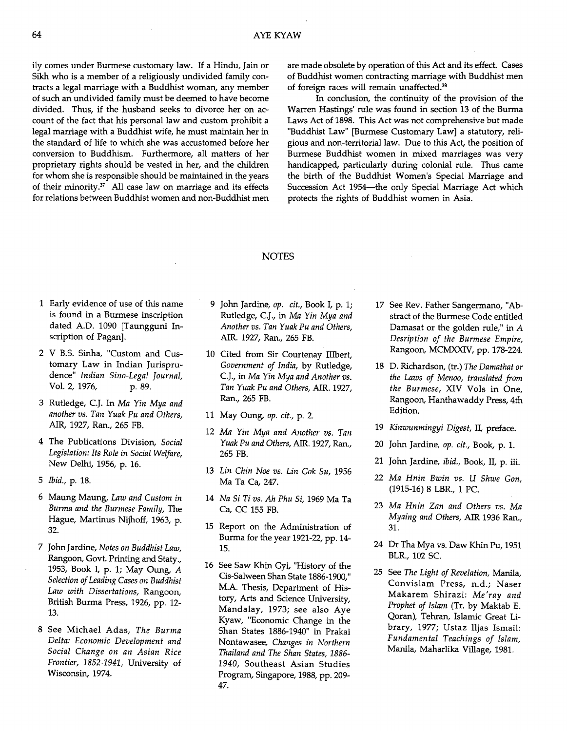ily comes under Burmese customary law. If a Hindu, Jain or Sikh who is a member of a religiously undivided family contracts a legal marriage with a Buddhist woman, any member of such an undivided family must be deemed to have become divided. Thus, if the husband seeks to divorce her on account of the fact that his personal law and custom prohibit a legal marriage with a Buddhist wife, he must maintain her in the standard of life to which she was accustomed before her conversion to Buddhism. Furthermore, all matters of her proprietary rights should be vested in her, and the children for whom she is responsible should be maintained in the years of their minority.[37] All case law on marriage and its effects for relations between Buddhist women and non-Buddhist men are made obsolete by operation of this Act and its effect. Cases of Buddhist women contracting marriage with Buddhist men of foreign races will remain unaffected.[38]

In conclusion, the continuity of the provision of the Warren Hastings' rule was found in section 13 of the Burma Laws Act of 1898. This Act was not comprehensive but made "Buddhist Law" [Burmese Customary Law] a statutory, religious and non-territorial law. Due to this Act, the position of Burmese Buddhist women in mixed marriages was very handicapped, particularly during colonial rule. Thus came the birth of the Buddhist Women's Special Marriage and Succession Act 1954—the only Special Marriage Act which protects the rights of Buddhist women in Asia.

## NOTES

1 Early evidence of use of this name is found in a Burmese inscription dated A.D. 1090 [Taungguni Inscription of Pagan].

2 V B.S. Sinha, "Custom and Customary Law in Indian Jurisprudence" *Indian Sino-Legal Journal*, Vol. 2, 1976, p. 89.

3 Rutledge, C.J. In *Ma Yin Mya and another vs. Tan Yuak Pu and Others*, AIR, 1927, Ran., 265 FB.

4 The Publications Division, *Social Legislation: Its Role in Social Welfare*, New Delhi, 1956, p. 16.

5 *Ibid.*, p. 18.

6 Maung Maung, *Law and Custom in Burma and the Burmese Family*, The Hague, Martinus Nijhoff, 1963, p. 32.

7 John Jardine, *Notes on Buddhist Law*, Rangoon, Govt. Printing and Staty., 1953, Book I, p. 1; May Oung, *A Selection of Leading Cases on Buddhist Law with Dissertations*, Rangoon, British Burma Press, 1926, pp. 12-13.

8 See Michael Adas, *The Burma Delta: Economic Development and Social Change on an Asian Rice Frontier, 1852-1941*, University of Wisconsin, 1974.

9 John Jardine, *op. cit.*, Book I, p. 1; Rutledge, C.J., in *Ma Yin Mya and Another vs. Tan Yuak Pu and Others*, AIR. 1927, Ran., 265 FB.

10 Cited from Sir Courtenay IIlbert, *Government of India*, by Rutledge, C.J., in *Ma Yin Mya and Another vs. Tan Yuak Pu and Others*, AIR. 1927, Ran., 265 FB.

11 May Oung, *op. cit.*, p. 2.

12 *Ma Yin Mya and Another vs. Tan Yuak Pu and Others*, AIR. 1927, Ran., 265 FB.

13 *Lin Chin Noe vs. Lin Gok Su*, 1956 Ma Ta Ca, 247.

14 *Na Si Ti vs. Ah Phu Si*, 1969 Ma Ta Ca, CC 155 FB.

15 Report on the Administration of Burma for the year 1921-22, pp. 14-15.

16 See Saw Khin Gyi, "History of the Cis-Salween Shan State 1886-1900," M.A. Thesis, Department of History, Arts and Science University, Mandalay, 1973; see also Aye Kyaw, "Economic Change in the Shan States 1886-1940" in Prakai Nontawasee, *Changes in Northern Thailand and The Shan States, 1886-1940*, Southeast Asian Studies Program, Singapore, 1988, pp. 209-47.

17 See Rev. Father Sangermano, "Abstract of the Burmese Code entitled Damasat or the golden rule," in *A Desription of the Burmese Empire*, Rangoon, MCMXXIV, pp. 178-224.

18 D. Richardson, (tr.) *The Damathat or the Laws of Menoo, translated from the Burmese*, XIV Vols in One, Rangoon, Hanthawaddy Press, 4th Edition.

19 *Kinwunmingyi Digest*, II, preface.

20 John Jardine, *op. cit.*, Book, p. 1.

21 John Jardine, *ibid.*, Book, II, p. iii.

22 *Ma Hnin Bwin vs. U Shwe Gon*, (1915-16) 8 LBR., 1 PC.

23 *Ma Hnin Zan and Others vs. Ma Myaing and Others*, AIR 1936 Ran., 31.

24 Dr Tha Mya vs. Daw Khin Pu, 1951 BLR., 102 SC.

25 See *The Light of Revelation*, Manila, Convislam Press, n.d.; Naser Makarem Shirazi: *Me'ray and Prophet of Islam* (Tr. by Maktab E. Qoran), Tehran, Islamic Great Library, 1977; Ustaz Iljas Ismail: *Fundamental Teachings of Islam*, Manila, Maharlika Village, 1981.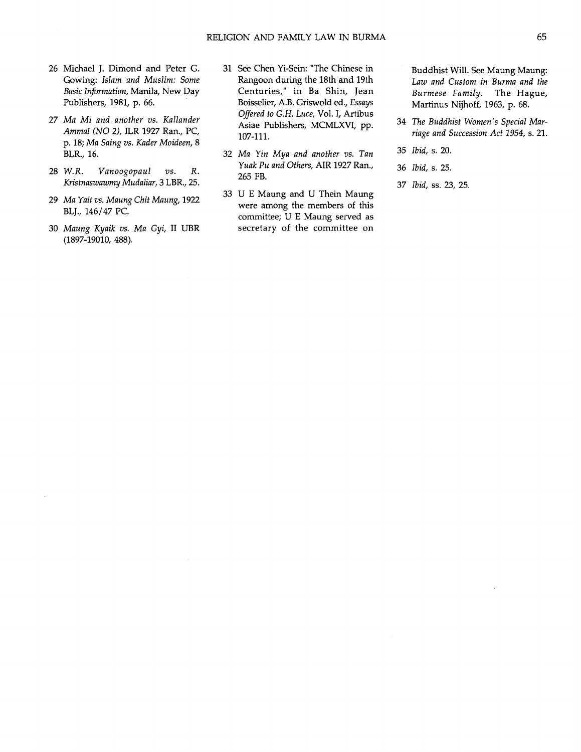26 Michael J. Dimond and Peter G. Gowing: *Islam and Muslim: Some Basic Information*, Manila, New Day Publishers, 1981, p. 66.

27 *Ma Mi and another vs. Kallander Ammal (NO 2)*, ILR 1927 Ran., PC, p. 18; *Ma Saing vs. Kader Moideen*, 8 BLR., 16.

28 *W.R. Vanoogopaul vs. R. Kristnaswawmy Mudaliar*, 3 LBR., 25.

29 *Ma Yait vs. Maung Chit Maung*, 1922 BLJ., 146/47 PC.

30 *Maung Kyaik vs. Ma Gyi*, II UBR (1897-19010, 488).

31 See Chen Yi-Sein: "The Chinese in Rangoon during the 18th and 19th Centuries," in Ba Shin, Jean Boisselier, A.B. Griswold ed., *Essays Offered to G.H. Luce*, Vol. I, Artibus Asiae Publishers, MCMLXVI, pp. 107-111.

32 *Ma Yin Mya and another vs. Tan Yuak Pu and Others*, AIR 1927 Ran., 265 FB.

33 U E Maung and U Thein Maung were among the members of this committee; U E Maung served as secretary of the committee on Buddhist Will. See Maung Maung: *Law and Custom in Burma and the Burmese Family*. The Hague, Martinus Nijhoff, 1963, p. 68.

34 *The Buddhist Women's Special Marriage and Succession Act 1954*, s. 21.

35 *Ibid*, s. 20.

36 *Ibid*, s. 25.

37 *Ibid*, ss. 23, 25.